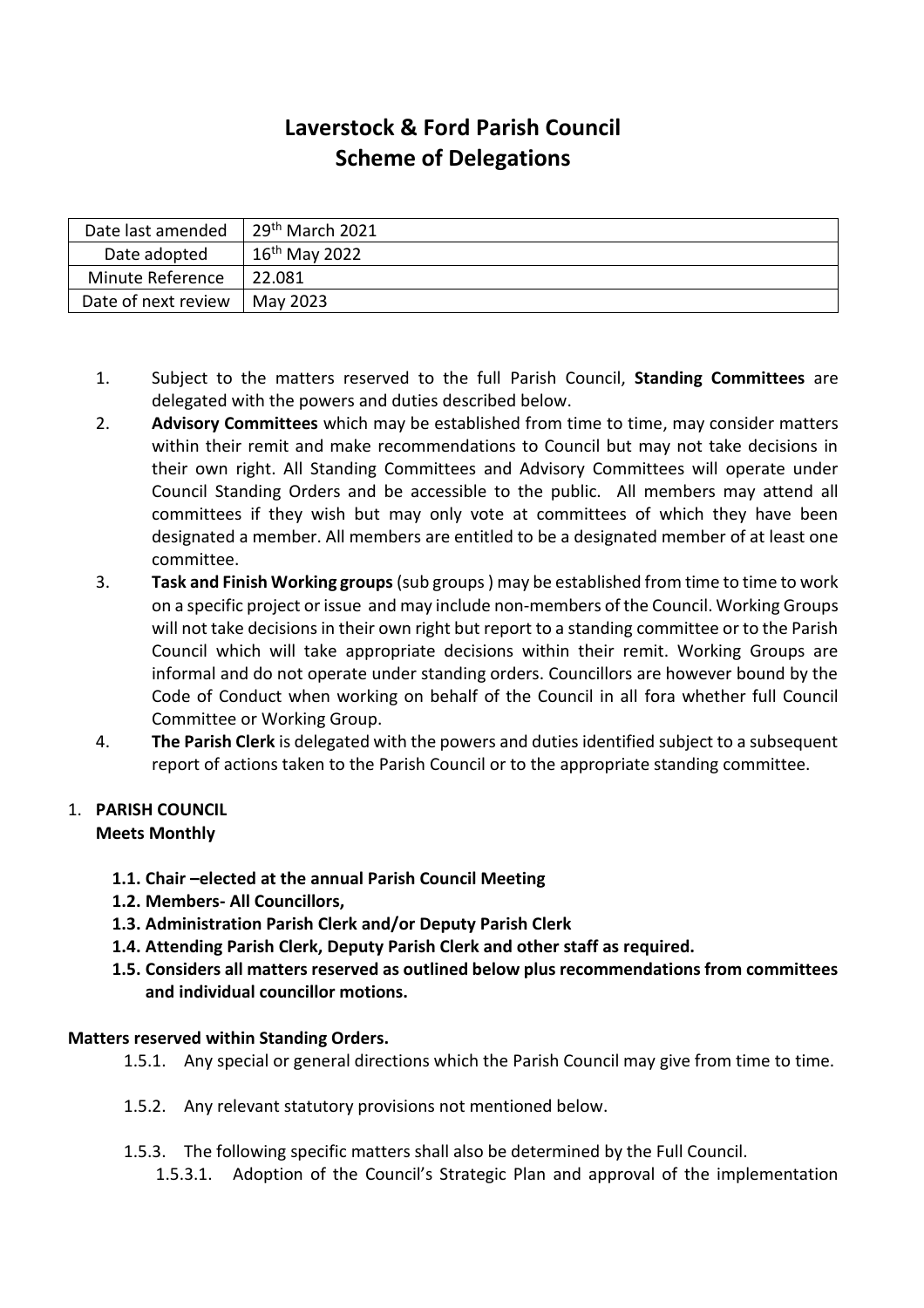# Laverstock & Ford Parish Council
# Scheme of Delegations

| Date last amended | 29th March 2021 |
|---|---|
| Date adopted | 16th May 2022 |
| Minute Reference | 22.081 |
| Date of next review | May 2023 |

1. Subject to the matters reserved to the full Parish Council, **Standing Committees** are delegated with the powers and duties described below.
2. **Advisory Committees** which may be established from time to time, may consider matters within their remit and make recommendations to Council but may not take decisions in their own right. All Standing Committees and Advisory Committees will operate under Council Standing Orders and be accessible to the public. All members may attend all committees if they wish but may only vote at committees of which they have been designated a member. All members are entitled to be a designated member of at least one committee.
3. **Task and Finish Working groups** (sub groups ) may be established from time to time to work on a specific project or issue and may include non-members of the Council. Working Groups will not take decisions in their own right but report to a standing committee or to the Parish Council which will take appropriate decisions within their remit. Working Groups are informal and do not operate under standing orders. Councillors are however bound by the Code of Conduct when working on behalf of the Council in all fora whether full Council Committee or Working Group.
4. **The Parish Clerk** is delegated with the powers and duties identified subject to a subsequent report of actions taken to the Parish Council or to the appropriate standing committee.

## 1. PARISH COUNCIL
**Meets Monthly**

**1.1. Chair –elected at the annual Parish Council Meeting**
**1.2. Members- All Councillors,**
**1.3. Administration Parish Clerk and/or Deputy Parish Clerk**
**1.4. Attending Parish Clerk, Deputy Parish Clerk and other staff as required.**
**1.5. Considers all matters reserved as outlined below plus recommendations from committees and individual councillor motions.**

**Matters reserved within Standing Orders.**

1.5.1. Any special or general directions which the Parish Council may give from time to time.

1.5.2. Any relevant statutory provisions not mentioned below.

1.5.3. The following specific matters shall also be determined by the Full Council.

1.5.3.1. Adoption of the Council's Strategic Plan and approval of the implementation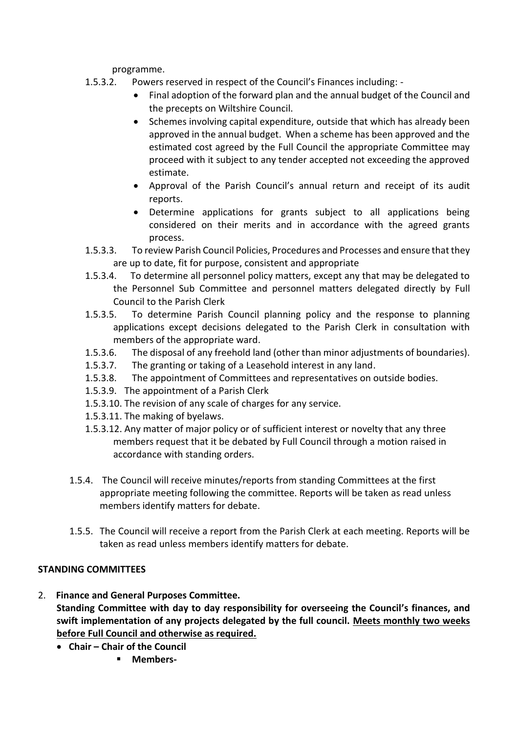programme.

1.5.3.2. Powers reserved in respect of the Council's Finances including: -

- Final adoption of the forward plan and the annual budget of the Council and the precepts on Wiltshire Council.
- Schemes involving capital expenditure, outside that which has already been approved in the annual budget. When a scheme has been approved and the estimated cost agreed by the Full Council the appropriate Committee may proceed with it subject to any tender accepted not exceeding the approved estimate.
- Approval of the Parish Council's annual return and receipt of its audit reports.
- Determine applications for grants subject to all applications being considered on their merits and in accordance with the agreed grants process.

1.5.3.3. To review Parish Council Policies, Procedures and Processes and ensure that they are up to date, fit for purpose, consistent and appropriate

1.5.3.4. To determine all personnel policy matters, except any that may be delegated to the Personnel Sub Committee and personnel matters delegated directly by Full Council to the Parish Clerk

1.5.3.5. To determine Parish Council planning policy and the response to planning applications except decisions delegated to the Parish Clerk in consultation with members of the appropriate ward.

1.5.3.6. The disposal of any freehold land (other than minor adjustments of boundaries).

1.5.3.7. The granting or taking of a Leasehold interest in any land.

1.5.3.8. The appointment of Committees and representatives on outside bodies.

1.5.3.9. The appointment of a Parish Clerk

1.5.3.10. The revision of any scale of charges for any service.

1.5.3.11. The making of byelaws.

1.5.3.12. Any matter of major policy or of sufficient interest or novelty that any three members request that it be debated by Full Council through a motion raised in accordance with standing orders.

1.5.4. The Council will receive minutes/reports from standing Committees at the first appropriate meeting following the committee. Reports will be taken as read unless members identify matters for debate.

1.5.5. The Council will receive a report from the Parish Clerk at each meeting. Reports will be taken as read unless members identify matters for debate.

**STANDING COMMITTEES**

2. **Finance and General Purposes Committee.**
   **Standing Committee with day to day responsibility for overseeing the Council's finances, and swift implementation of any projects delegated by the full council. <u>Meets monthly two weeks before Full Council and otherwise as required.</u>**
   - **Chair – Chair of the Council**
     - **Members-**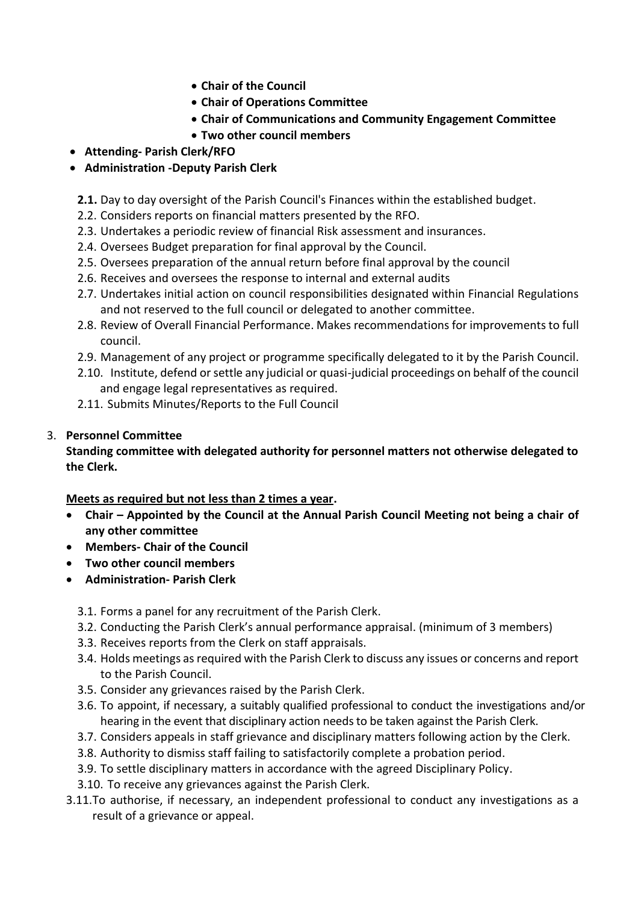- **Chair of the Council**
- **Chair of Operations Committee**
- **Chair of Communications and Community Engagement Committee**
- **Two other council members**

- **Attending- Parish Clerk/RFO**
- **Administration -Deputy Parish Clerk**

**2.1.** Day to day oversight of the Parish Council's Finances within the established budget.
2.2. Considers reports on financial matters presented by the RFO.
2.3. Undertakes a periodic review of financial Risk assessment and insurances.
2.4. Oversees Budget preparation for final approval by the Council.
2.5. Oversees preparation of the annual return before final approval by the council
2.6. Receives and oversees the response to internal and external audits
2.7. Undertakes initial action on council responsibilities designated within Financial Regulations and not reserved to the full council or delegated to another committee.
2.8. Review of Overall Financial Performance. Makes recommendations for improvements to full council.
2.9. Management of any project or programme specifically delegated to it by the Parish Council.
2.10. Institute, defend or settle any judicial or quasi-judicial proceedings on behalf of the council and engage legal representatives as required.
2.11. Submits Minutes/Reports to the Full Council

3. **Personnel Committee**

**Standing committee with delegated authority for personnel matters not otherwise delegated to the Clerk.**

**<u>Meets as required but not less than 2 times a year</u>.**

- **Chair – Appointed by the Council at the Annual Parish Council Meeting not being a chair of any other committee**
- **Members- Chair of the Council**
- **Two other council members**
- **Administration- Parish Clerk**

3.1. Forms a panel for any recruitment of the Parish Clerk.
3.2. Conducting the Parish Clerk's annual performance appraisal. (minimum of 3 members)
3.3. Receives reports from the Clerk on staff appraisals.
3.4. Holds meetings as required with the Parish Clerk to discuss any issues or concerns and report to the Parish Council.
3.5. Consider any grievances raised by the Parish Clerk.
3.6. To appoint, if necessary, a suitably qualified professional to conduct the investigations and/or hearing in the event that disciplinary action needs to be taken against the Parish Clerk.
3.7. Considers appeals in staff grievance and disciplinary matters following action by the Clerk.
3.8. Authority to dismiss staff failing to satisfactorily complete a probation period.
3.9. To settle disciplinary matters in accordance with the agreed Disciplinary Policy.
3.10. To receive any grievances against the Parish Clerk.
3.11. To authorise, if necessary, an independent professional to conduct any investigations as a result of a grievance or appeal.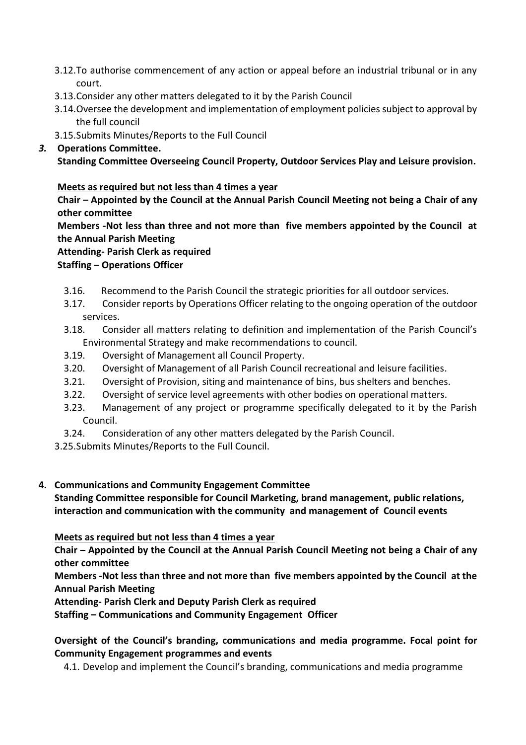- 3.12. To authorise commencement of any action or appeal before an industrial tribunal or in any court.
- 3.13. Consider any other matters delegated to it by the Parish Council
- 3.14. Oversee the development and implementation of employment policies subject to approval by the full council
- 3.15. Submits Minutes/Reports to the Full Council

***3.*** **Operations Committee.**

**Standing Committee Overseeing Council Property, Outdoor Services Play and Leisure provision.**

**<u>Meets as required but not less than 4 times a year</u>**

**Chair – Appointed by the Council at the Annual Parish Council Meeting not being a Chair of any other committee**

**Members -Not less than three and not more than five members appointed by the Council at the Annual Parish Meeting**

**Attending- Parish Clerk as required**

**Staffing – Operations Officer**

- 3.16. Recommend to the Parish Council the strategic priorities for all outdoor services.
- 3.17. Consider reports by Operations Officer relating to the ongoing operation of the outdoor services.
- 3.18. Consider all matters relating to definition and implementation of the Parish Council's Environmental Strategy and make recommendations to council.
- 3.19. Oversight of Management all Council Property.
- 3.20. Oversight of Management of all Parish Council recreational and leisure facilities.
- 3.21. Oversight of Provision, siting and maintenance of bins, bus shelters and benches.
- 3.22. Oversight of service level agreements with other bodies on operational matters.
- 3.23. Management of any project or programme specifically delegated to it by the Parish Council.
- 3.24. Consideration of any other matters delegated by the Parish Council.
- 3.25. Submits Minutes/Reports to the Full Council.

**4. Communications and Community Engagement Committee**

**Standing Committee responsible for Council Marketing, brand management, public relations, interaction and communication with the community and management of Council events**

**<u>Meets as required but not less than 4 times a year</u>**

**Chair – Appointed by the Council at the Annual Parish Council Meeting not being a Chair of any other committee**

**Members -Not less than three and not more than five members appointed by the Council at the Annual Parish Meeting**

**Attending- Parish Clerk and Deputy Parish Clerk as required**

**Staffing – Communications and Community Engagement Officer**

**Oversight of the Council's branding, communications and media programme. Focal point for Community Engagement programmes and events**

- 4.1. Develop and implement the Council's branding, communications and media programme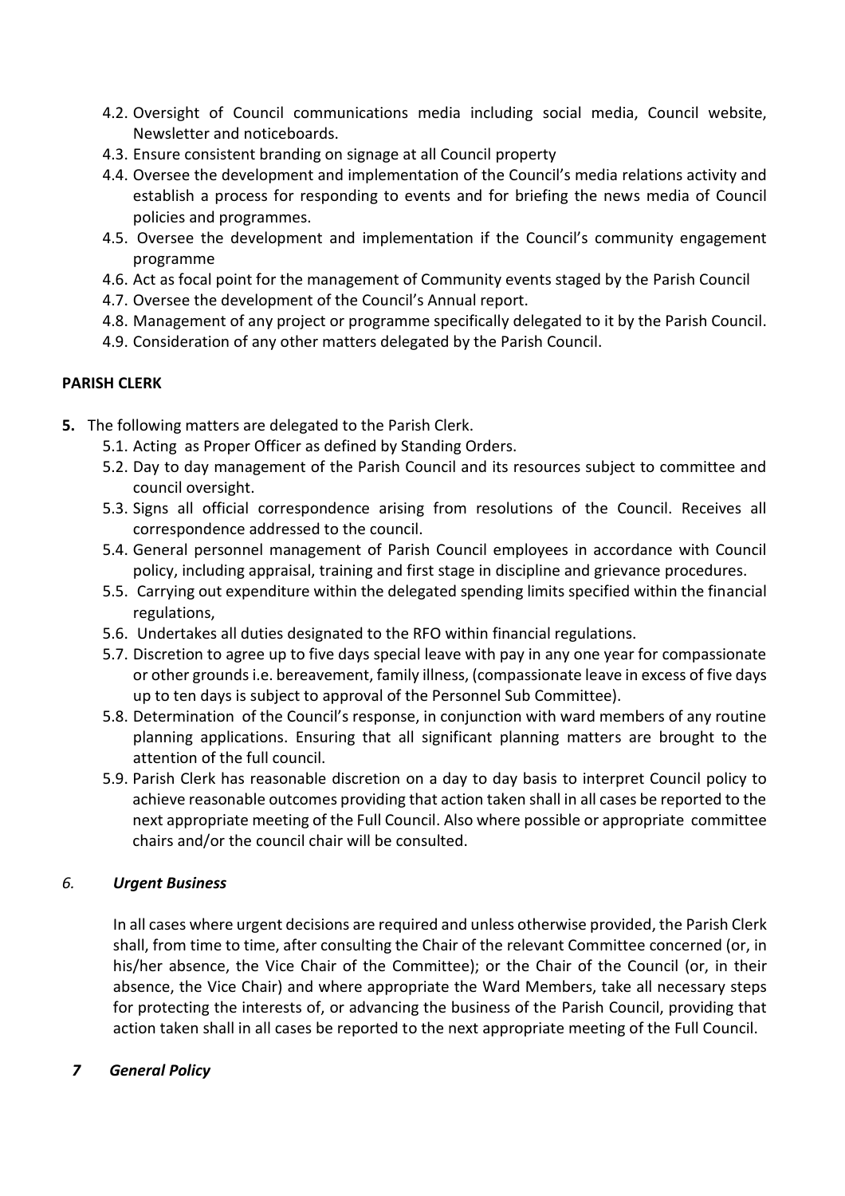4.2. Oversight of Council communications media including social media, Council website, Newsletter and noticeboards.
4.3. Ensure consistent branding on signage at all Council property
4.4. Oversee the development and implementation of the Council's media relations activity and establish a process for responding to events and for briefing the news media of Council policies and programmes.
4.5. Oversee the development and implementation if the Council's community engagement programme
4.6. Act as focal point for the management of Community events staged by the Parish Council
4.7. Oversee the development of the Council's Annual report.
4.8. Management of any project or programme specifically delegated to it by the Parish Council.
4.9. Consideration of any other matters delegated by the Parish Council.

**PARISH CLERK**

**5.** The following matters are delegated to the Parish Clerk.

5.1. Acting as Proper Officer as defined by Standing Orders.
5.2. Day to day management of the Parish Council and its resources subject to committee and council oversight.
5.3. Signs all official correspondence arising from resolutions of the Council. Receives all correspondence addressed to the council.
5.4. General personnel management of Parish Council employees in accordance with Council policy, including appraisal, training and first stage in discipline and grievance procedures.
5.5. Carrying out expenditure within the delegated spending limits specified within the financial regulations,
5.6. Undertakes all duties designated to the RFO within financial regulations.
5.7. Discretion to agree up to five days special leave with pay in any one year for compassionate or other grounds i.e. bereavement, family illness, (compassionate leave in excess of five days up to ten days is subject to approval of the Personnel Sub Committee).
5.8. Determination of the Council's response, in conjunction with ward members of any routine planning applications. Ensuring that all significant planning matters are brought to the attention of the full council.
5.9. Parish Clerk has reasonable discretion on a day to day basis to interpret Council policy to achieve reasonable outcomes providing that action taken shall in all cases be reported to the next appropriate meeting of the Full Council. Also where possible or appropriate committee chairs and/or the council chair will be consulted.

*6.* ***Urgent Business***

In all cases where urgent decisions are required and unless otherwise provided, the Parish Clerk shall, from time to time, after consulting the Chair of the relevant Committee concerned (or, in his/her absence, the Vice Chair of the Committee); or the Chair of the Council (or, in their absence, the Vice Chair) and where appropriate the Ward Members, take all necessary steps for protecting the interests of, or advancing the business of the Parish Council, providing that action taken shall in all cases be reported to the next appropriate meeting of the Full Council.

***7 General Policy***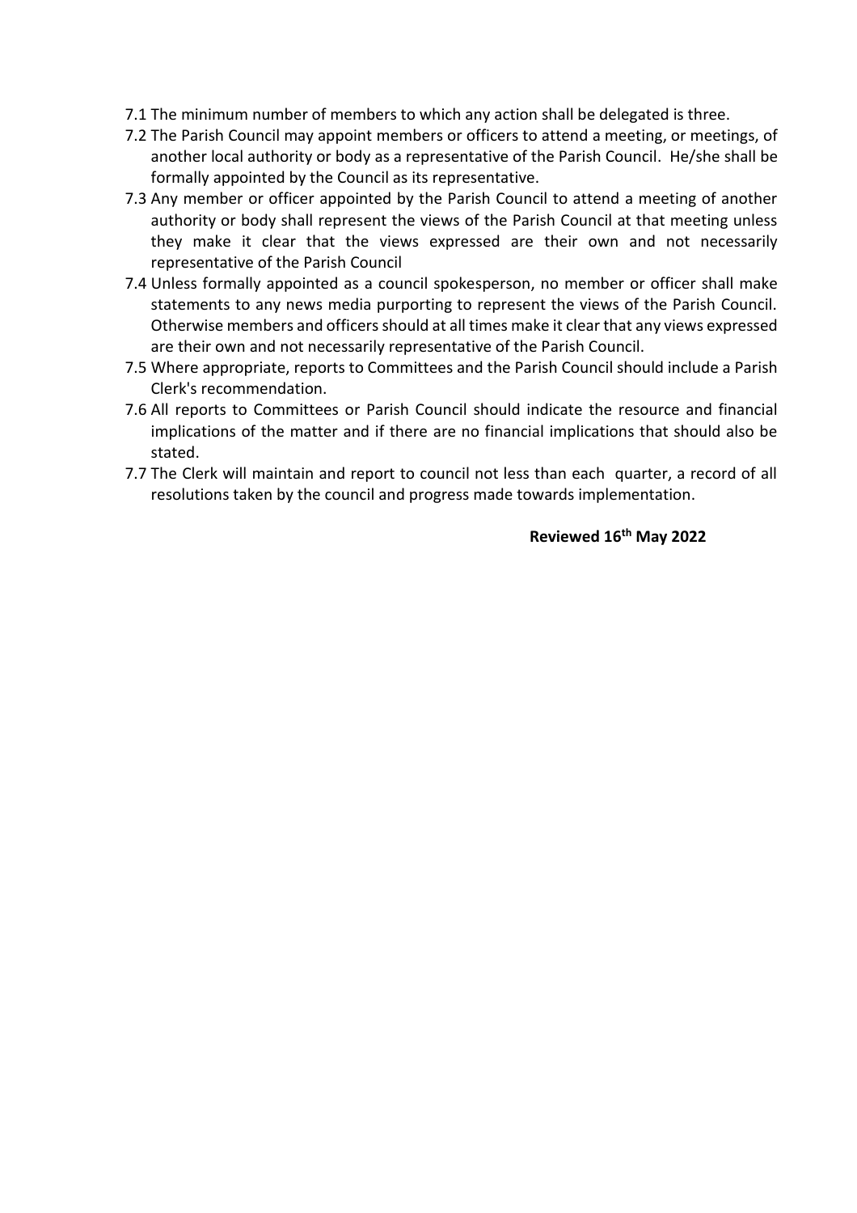7.1 The minimum number of members to which any action shall be delegated is three.

7.2 The Parish Council may appoint members or officers to attend a meeting, or meetings, of another local authority or body as a representative of the Parish Council. He/she shall be formally appointed by the Council as its representative.

7.3 Any member or officer appointed by the Parish Council to attend a meeting of another authority or body shall represent the views of the Parish Council at that meeting unless they make it clear that the views expressed are their own and not necessarily representative of the Parish Council

7.4 Unless formally appointed as a council spokesperson, no member or officer shall make statements to any news media purporting to represent the views of the Parish Council. Otherwise members and officers should at all times make it clear that any views expressed are their own and not necessarily representative of the Parish Council.

7.5 Where appropriate, reports to Committees and the Parish Council should include a Parish Clerk's recommendation.

7.6 All reports to Committees or Parish Council should indicate the resource and financial implications of the matter and if there are no financial implications that should also be stated.

7.7 The Clerk will maintain and report to council not less than each quarter, a record of all resolutions taken by the council and progress made towards implementation.

**Reviewed 16th May 2022**